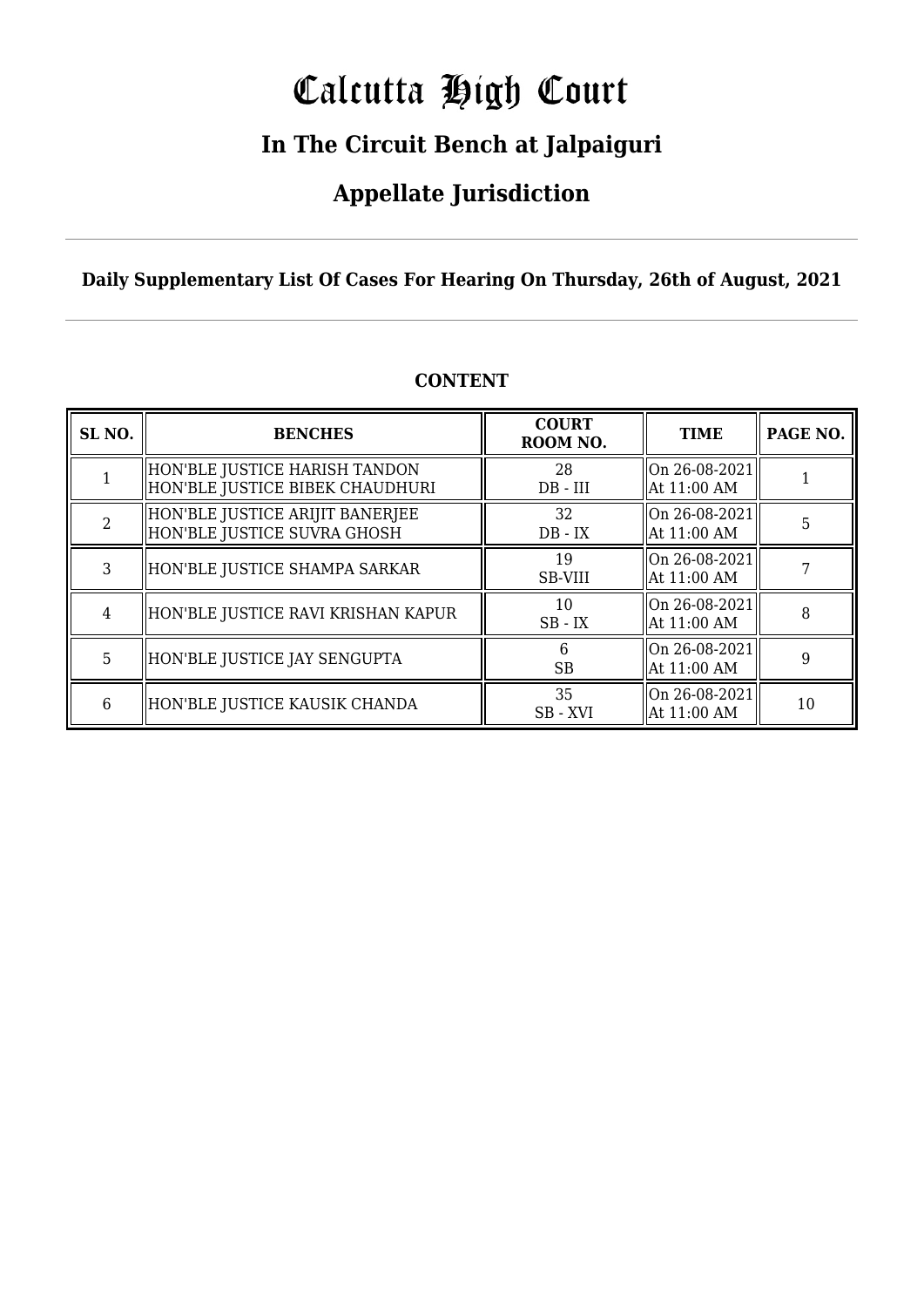# Calcutta High Court

## In The Circuit Bench at Jalpaiguri

## Appellate Jurisdiction

**Daily Supplementary List Of Cases For Hearing On Thursday, 26th of August, 2021**

**CONTENT**

| SL NO. | BENCHES | COURT ROOM NO. | TIME | PAGE NO. |
|---|---|---|---|---|
| 1 | HON'BLE JUSTICE HARISH TANDON<br>HON'BLE JUSTICE BIBEK CHAUDHURI | 28<br>DB - III | On 26-08-2021<br>At 11:00 AM | 1 |
| 2 | HON'BLE JUSTICE ARIJIT BANERJEE<br>HON'BLE JUSTICE SUVRA GHOSH | 32<br>DB - IX | On 26-08-2021<br>At 11:00 AM | 5 |
| 3 | HON'BLE JUSTICE SHAMPA SARKAR | 19<br>SB-VIII | On 26-08-2021<br>At 11:00 AM | 7 |
| 4 | HON'BLE JUSTICE RAVI KRISHAN KAPUR | 10<br>SB - IX | On 26-08-2021<br>At 11:00 AM | 8 |
| 5 | HON'BLE JUSTICE JAY SENGUPTA | 6<br>SB | On 26-08-2021<br>At 11:00 AM | 9 |
| 6 | HON'BLE JUSTICE KAUSIK CHANDA | 35<br>SB - XVI | On 26-08-2021<br>At 11:00 AM | 10 |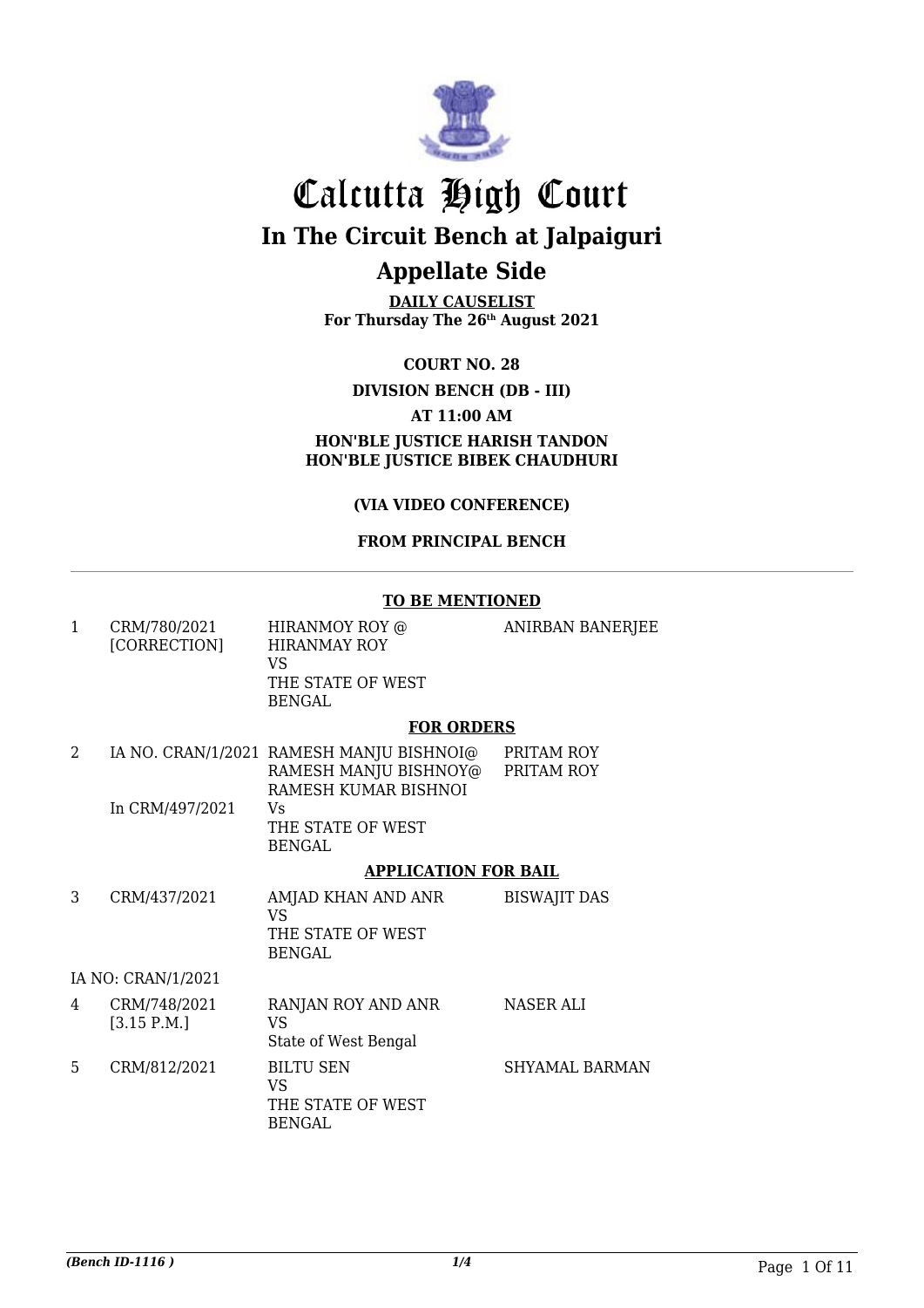# Calcutta High Court

## In The Circuit Bench at Jalpaiguri

## Appellate Side

**DAILY CAUSELIST**
**For Thursday The 26th August 2021**

**COURT NO. 28**

**DIVISION BENCH (DB - III)**

**AT 11:00 AM**

**HON'BLE JUSTICE HARISH TANDON**
**HON'BLE JUSTICE BIBEK CHAUDHURI**

**(VIA VIDEO CONFERENCE)**

**FROM PRINCIPAL BENCH**

**TO BE MENTIONED**

| | | | |
|---|---|---|---|
| 1 | CRM/780/2021 [CORRECTION] | HIRANMOY ROY @ HIRANMAY ROY VS THE STATE OF WEST BENGAL | ANIRBAN BANERJEE |

**FOR ORDERS**

| | | | |
|---|---|---|---|
| 2 | IA NO. CRAN/1/2021 In CRM/497/2021 | RAMESH MANJU BISHNOI@ RAMESH MANJU BISHNOY@ RAMESH KUMAR BISHNOI Vs THE STATE OF WEST BENGAL | PRITAM ROY PRITAM ROY |

**APPLICATION FOR BAIL**

| | | | |
|---|---|---|---|
| 3 | CRM/437/2021 | AMJAD KHAN AND ANR VS THE STATE OF WEST BENGAL | BISWAJIT DAS |
| | IA NO: CRAN/1/2021 | | |
| 4 | CRM/748/2021 [3.15 P.M.] | RANJAN ROY AND ANR VS State of West Bengal | NASER ALI |
| 5 | CRM/812/2021 | BILTU SEN VS THE STATE OF WEST BENGAL | SHYAMAL BARMAN |

*(Bench ID-1116 )* 1/4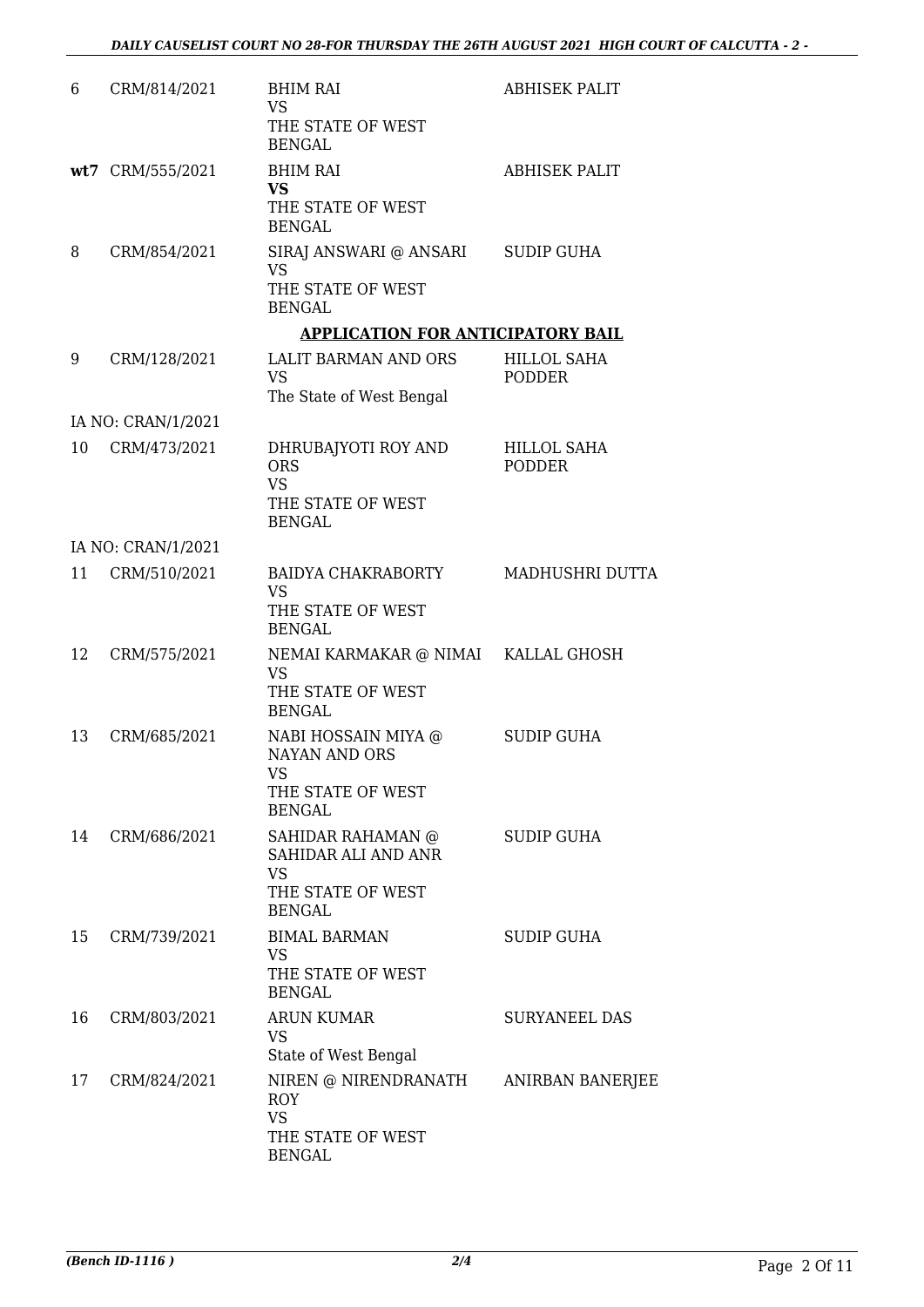| | | | |
|---|---|---|---|
| 6 | CRM/814/2021 | BHIM RAI<br>VS<br>THE STATE OF WEST BENGAL | ABHISEK PALIT |
| **wt7** | CRM/555/2021 | BHIM RAI<br>**VS**<br>THE STATE OF WEST BENGAL | ABHISEK PALIT |
| 8 | CRM/854/2021 | SIRAJ ANSWARI @ ANSARI<br>VS<br>THE STATE OF WEST BENGAL | SUDIP GUHA |

**APPLICATION FOR ANTICIPATORY BAIL**

| | | | |
|---|---|---|---|
| 9 | CRM/128/2021 | LALIT BARMAN AND ORS<br>VS<br>The State of West Bengal | HILLOL SAHA PODDER |
| IA NO: CRAN/1/2021 | | | |
| 10 | CRM/473/2021 | DHRUBAJYOTI ROY AND ORS<br>VS<br>THE STATE OF WEST BENGAL | HILLOL SAHA PODDER |
| IA NO: CRAN/1/2021 | | | |
| 11 | CRM/510/2021 | BAIDYA CHAKRABORTY<br>VS<br>THE STATE OF WEST BENGAL | MADHUSHRI DUTTA |
| 12 | CRM/575/2021 | NEMAI KARMAKAR @ NIMAI<br>VS<br>THE STATE OF WEST BENGAL | KALLAL GHOSH |
| 13 | CRM/685/2021 | NABI HOSSAIN MIYA @ NAYAN AND ORS<br>VS<br>THE STATE OF WEST BENGAL | SUDIP GUHA |
| 14 | CRM/686/2021 | SAHIDAR RAHAMAN @ SAHIDAR ALI AND ANR<br>VS<br>THE STATE OF WEST BENGAL | SUDIP GUHA |
| 15 | CRM/739/2021 | BIMAL BARMAN<br>VS<br>THE STATE OF WEST BENGAL | SUDIP GUHA |
| 16 | CRM/803/2021 | ARUN KUMAR<br>VS<br>State of West Bengal | SURYANEEL DAS |
| 17 | CRM/824/2021 | NIREN @ NIRENDRANATH ROY<br>VS<br>THE STATE OF WEST BENGAL | ANIRBAN BANERJEE |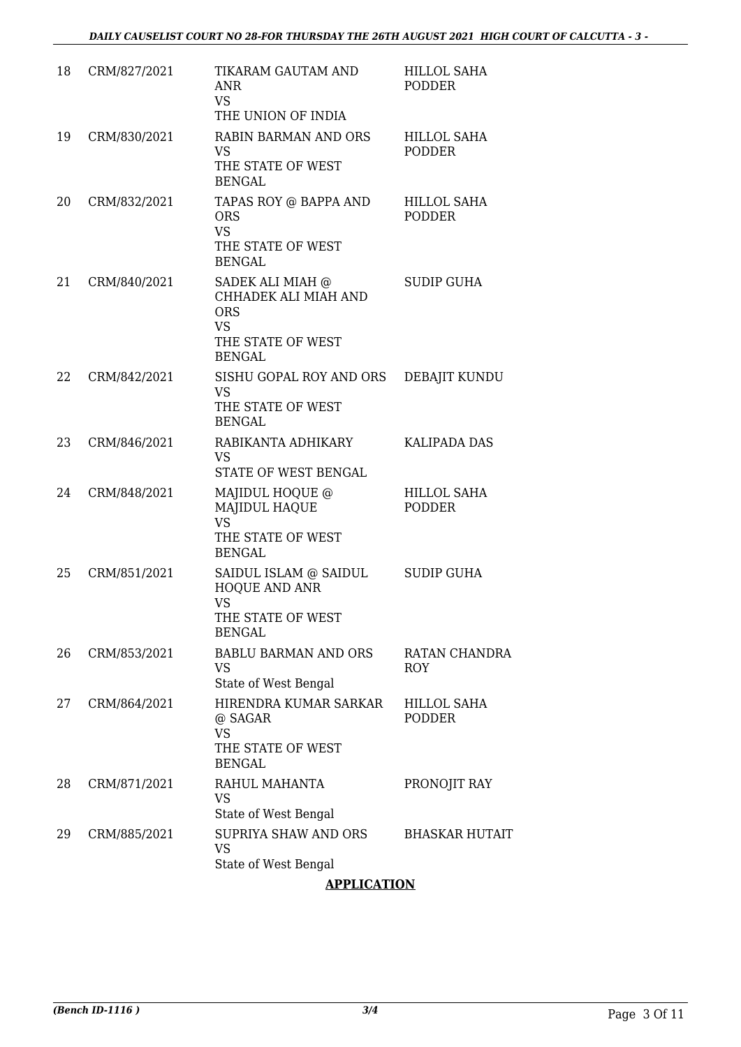| | | | |
|---|---|---|---|
| 18 | CRM/827/2021 | TIKARAM GAUTAM AND ANR<br>VS<br>THE UNION OF INDIA | HILLOL SAHA PODDER |
| 19 | CRM/830/2021 | RABIN BARMAN AND ORS<br>VS<br>THE STATE OF WEST BENGAL | HILLOL SAHA PODDER |
| 20 | CRM/832/2021 | TAPAS ROY @ BAPPA AND ORS<br>VS<br>THE STATE OF WEST BENGAL | HILLOL SAHA PODDER |
| 21 | CRM/840/2021 | SADEK ALI MIAH @ CHHADEK ALI MIAH AND ORS<br>VS<br>THE STATE OF WEST BENGAL | SUDIP GUHA |
| 22 | CRM/842/2021 | SISHU GOPAL ROY AND ORS<br>VS<br>THE STATE OF WEST BENGAL | DEBAJIT KUNDU |
| 23 | CRM/846/2021 | RABIKANTA ADHIKARY<br>VS<br>STATE OF WEST BENGAL | KALIPADA DAS |
| 24 | CRM/848/2021 | MAJIDUL HOQUE @ MAJIDUL HAQUE<br>VS<br>THE STATE OF WEST BENGAL | HILLOL SAHA PODDER |
| 25 | CRM/851/2021 | SAIDUL ISLAM @ SAIDUL HOQUE AND ANR<br>VS<br>THE STATE OF WEST BENGAL | SUDIP GUHA |
| 26 | CRM/853/2021 | BABLU BARMAN AND ORS<br>VS<br>State of West Bengal | RATAN CHANDRA ROY |
| 27 | CRM/864/2021 | HIRENDRA KUMAR SARKAR @ SAGAR<br>VS<br>THE STATE OF WEST BENGAL | HILLOL SAHA PODDER |
| 28 | CRM/871/2021 | RAHUL MAHANTA<br>VS<br>State of West Bengal | PRONOJIT RAY |
| 29 | CRM/885/2021 | SUPRIYA SHAW AND ORS<br>VS<br>State of West Bengal | BHASKAR HUTAIT |

**APPLICATION**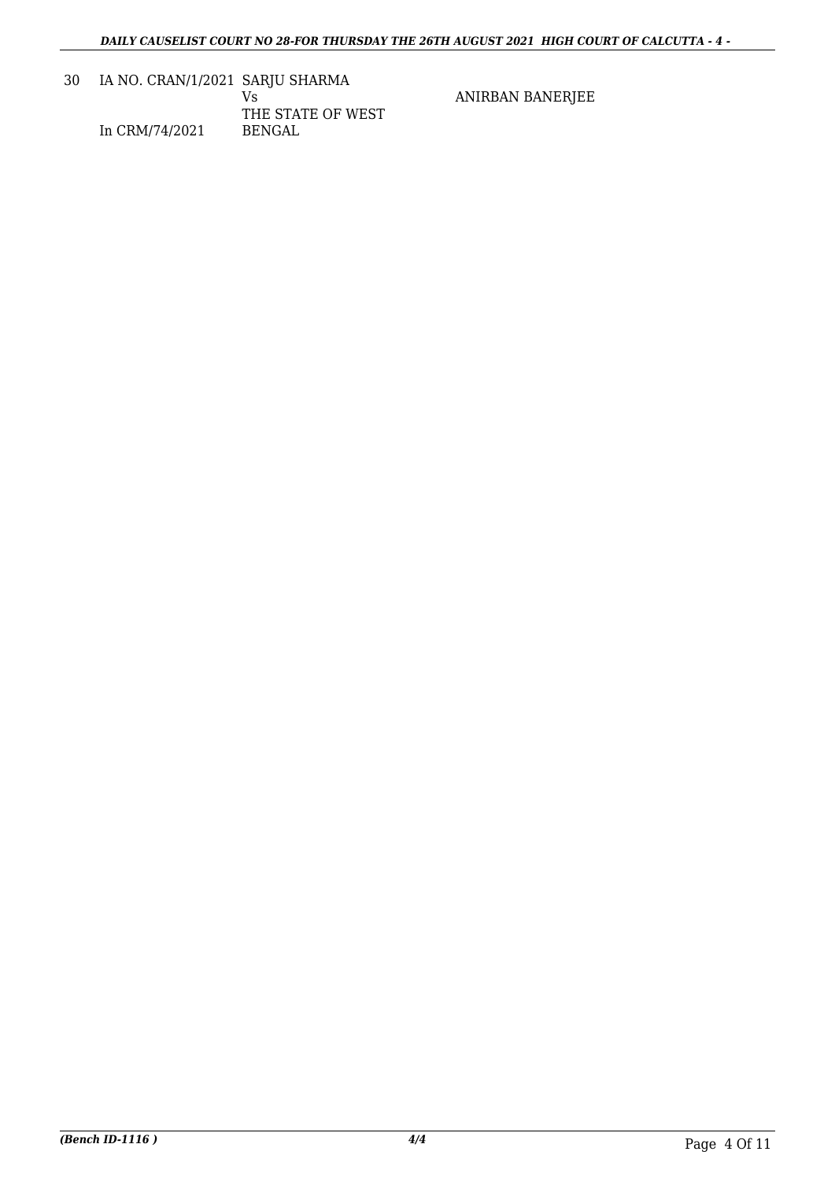| 30 | IA NO. CRAN/1/2021<br>In CRM/74/2021 | SARJU SHARMA<br>Vs<br>THE STATE OF WEST BENGAL | ANIRBAN BANERJEE |
|---|---|---|---|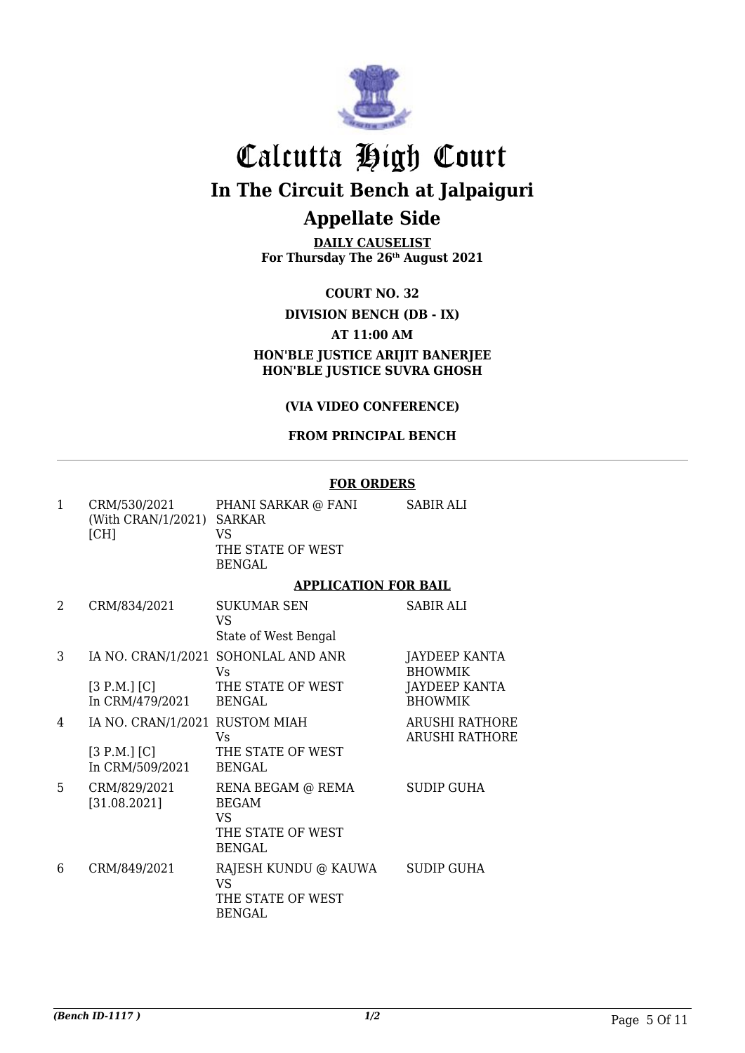# Calcutta High Court

## In The Circuit Bench at Jalpaiguri

## Appellate Side

**DAILY CAUSELIST**
**For Thursday The 26th August 2021**

**COURT NO. 32**

**DIVISION BENCH (DB - IX)**

**AT 11:00 AM**

**HON'BLE JUSTICE ARIJIT BANERJEE**
**HON'BLE JUSTICE SUVRA GHOSH**

**(VIA VIDEO CONFERENCE)**

**FROM PRINCIPAL BENCH**

**FOR ORDERS**

| | | | |
|---|---|---|---|
| 1 | CRM/530/2021 (With CRAN/1/2021) [CH] | PHANI SARKAR @ FANI SARKAR VS THE STATE OF WEST BENGAL | SABIR ALI |

**APPLICATION FOR BAIL**

| | | | |
|---|---|---|---|
| 2 | CRM/834/2021 | SUKUMAR SEN VS State of West Bengal | SABIR ALI |
| 3 | IA NO. CRAN/1/2021 [3 P.M.] [C] In CRM/479/2021 | SOHONLAL AND ANR Vs THE STATE OF WEST BENGAL | JAYDEEP KANTA BHOWMIK JAYDEEP KANTA BHOWMIK |
| 4 | IA NO. CRAN/1/2021 [3 P.M.] [C] In CRM/509/2021 | RUSTOM MIAH Vs THE STATE OF WEST BENGAL | ARUSHI RATHORE ARUSHI RATHORE |
| 5 | CRM/829/2021 [31.08.2021] | RENA BEGAM @ REMA BEGAM VS THE STATE OF WEST BENGAL | SUDIP GUHA |
| 6 | CRM/849/2021 | RAJESH KUNDU @ KAUWA VS THE STATE OF WEST BENGAL | SUDIP GUHA |

*(Bench ID-1117 )* 1/2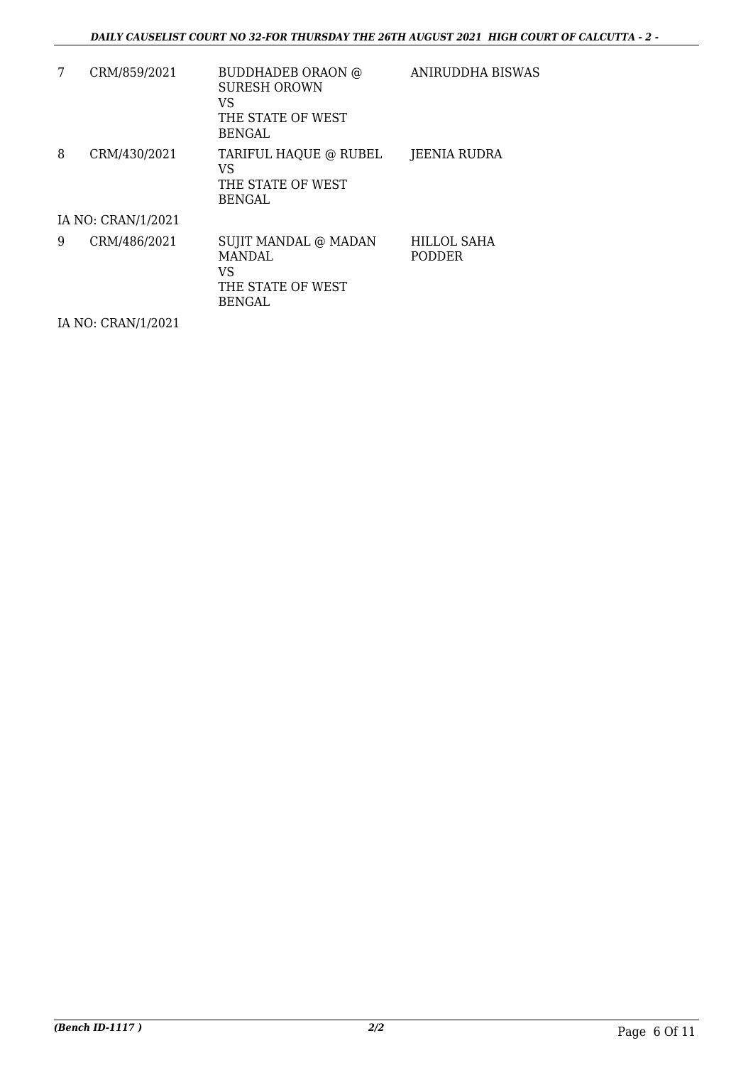| | | | |
|---|---|---|---|
| 7 | CRM/859/2021 | BUDDHADEB ORAON @ SURESH OROWN<br>VS<br>THE STATE OF WEST BENGAL | ANIRUDDHA BISWAS |
| 8 | CRM/430/2021 | TARIFUL HAQUE @ RUBEL<br>VS<br>THE STATE OF WEST BENGAL | JEENIA RUDRA |
| IA NO: CRAN/1/2021 | | | |
| 9 | CRM/486/2021 | SUJIT MANDAL @ MADAN MANDAL<br>VS<br>THE STATE OF WEST BENGAL | HILLOL SAHA PODDER |
| IA NO: CRAN/1/2021 | | | |

*(Bench ID-1117 )* **2/2**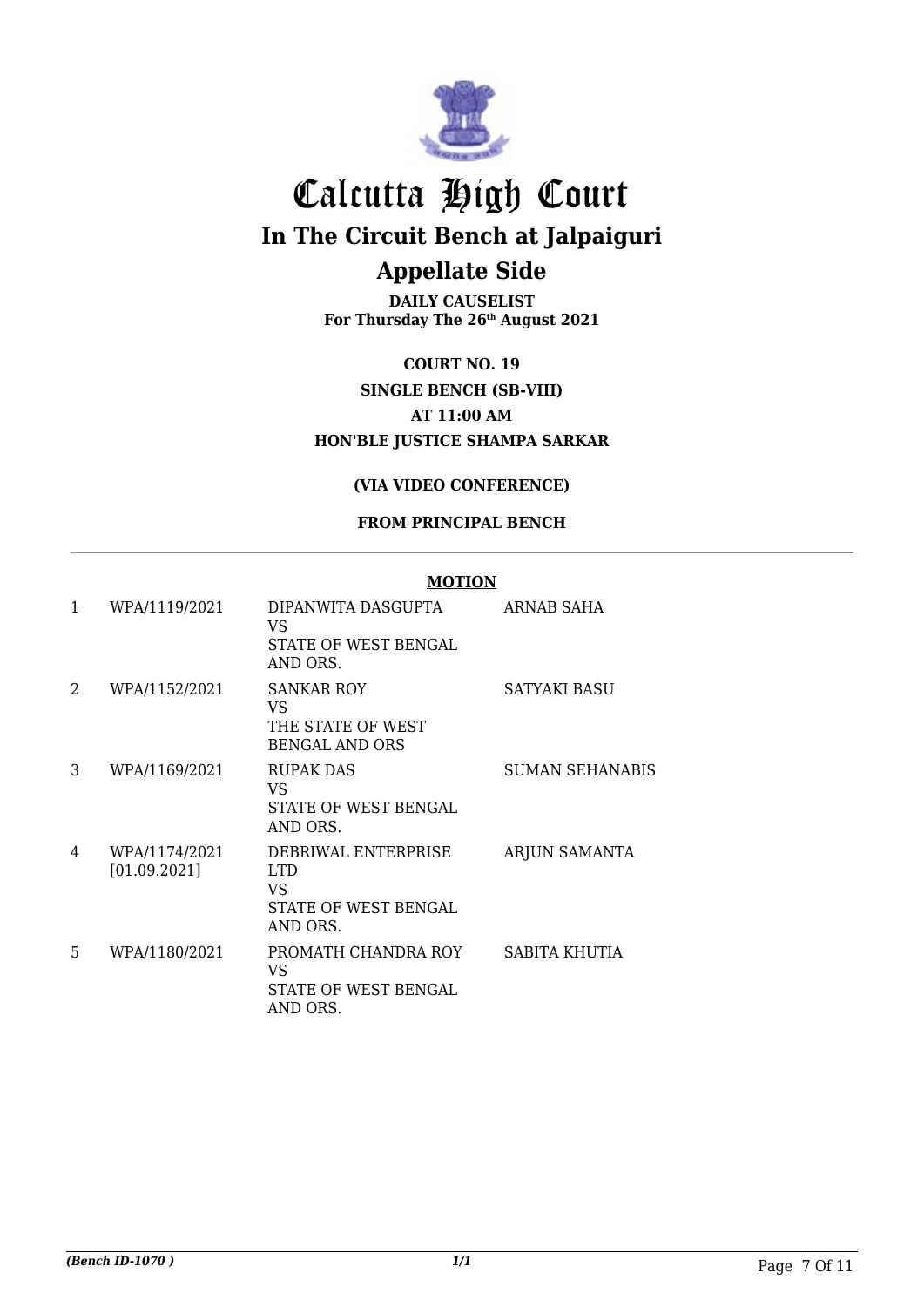# Calcutta High Court

## In The Circuit Bench at Jalpaiguri

## Appellate Side

**DAILY CAUSELIST**
**For Thursday The 26th August 2021**

**COURT NO. 19**
**SINGLE BENCH (SB-VIII)**
**AT 11:00 AM**
**HON'BLE JUSTICE SHAMPA SARKAR**

**(VIA VIDEO CONFERENCE)**

**FROM PRINCIPAL BENCH**

**MOTION**

| | | | |
|---|---|---|---|
| 1 | WPA/1119/2021 | DIPANWITA DASGUPTA VS STATE OF WEST BENGAL AND ORS. | ARNAB SAHA |
| 2 | WPA/1152/2021 | SANKAR ROY VS THE STATE OF WEST BENGAL AND ORS | SATYAKI BASU |
| 3 | WPA/1169/2021 | RUPAK DAS VS STATE OF WEST BENGAL AND ORS. | SUMAN SEHANABIS |
| 4 | WPA/1174/2021 [01.09.2021] | DEBRIWAL ENTERPRISE LTD VS STATE OF WEST BENGAL AND ORS. | ARJUN SAMANTA |
| 5 | WPA/1180/2021 | PROMATH CHANDRA ROY VS STATE OF WEST BENGAL AND ORS. | SABITA KHUTIA |

*(Bench ID-1070 )*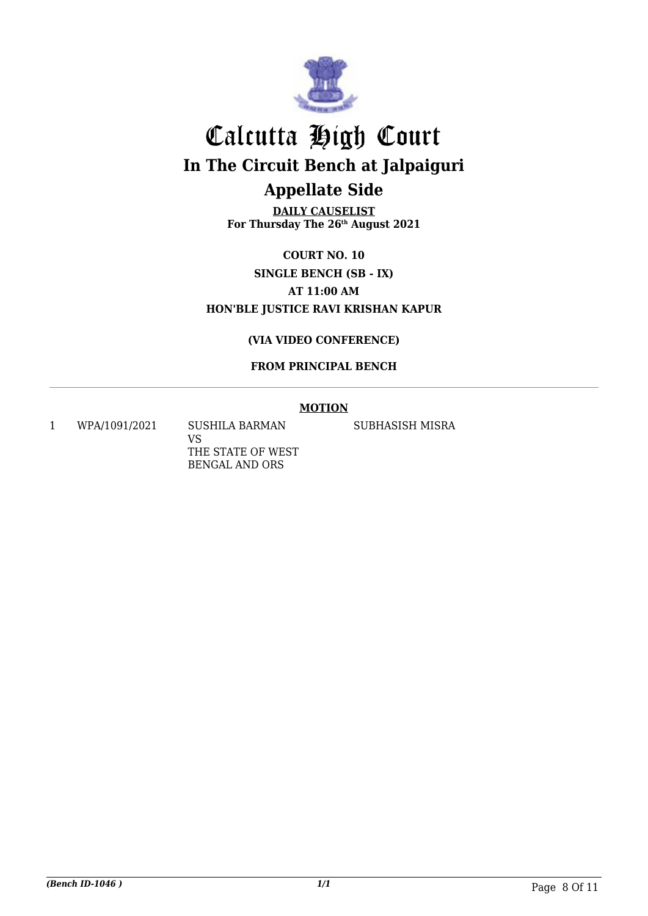# Calcutta High Court

## In The Circuit Bench at Jalpaiguri

## Appellate Side

**DAILY CAUSELIST**
**For Thursday The 26th August 2021**

**COURT NO. 10**

**SINGLE BENCH (SB - IX)**

**AT 11:00 AM**

**HON'BLE JUSTICE RAVI KRISHAN KAPUR**

**(VIA VIDEO CONFERENCE)**

**FROM PRINCIPAL BENCH**

**MOTION**

| | | | |
|---|---|---|---|
| 1 | WPA/1091/2021 | SUSHILA BARMAN<br>VS<br>THE STATE OF WEST BENGAL AND ORS | SUBHASISH MISRA |

*(Bench ID-1046 )* *1/1*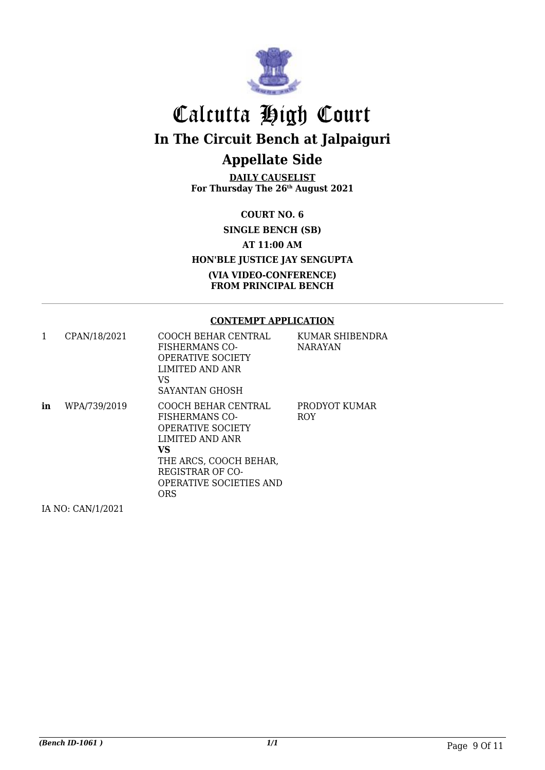# Calcutta High Court

## In The Circuit Bench at Jalpaiguri

## Appellate Side

**DAILY CAUSELIST**
**For Thursday The 26th August 2021**

**COURT NO. 6**

**SINGLE BENCH (SB)**

**AT 11:00 AM**

**HON'BLE JUSTICE JAY SENGUPTA**

**(VIA VIDEO-CONFERENCE)**
**FROM PRINCIPAL BENCH**

**CONTEMPT APPLICATION**

| | | | |
|---|---|---|---|
| 1 | CPAN/18/2021 | COOCH BEHAR CENTRAL FISHERMANS CO-OPERATIVE SOCIETY LIMITED AND ANR<br>VS<br>SAYANTAN GHOSH | KUMAR SHIBENDRA NARAYAN |
| **in** | WPA/739/2019 | COOCH BEHAR CENTRAL FISHERMANS CO-OPERATIVE SOCIETY LIMITED AND ANR<br>**VS**<br>THE ARCS, COOCH BEHAR, REGISTRAR OF CO-OPERATIVE SOCIETIES AND ORS | PRODYOT KUMAR ROY |

IA NO: CAN/1/2021

*(Bench ID-1061 )*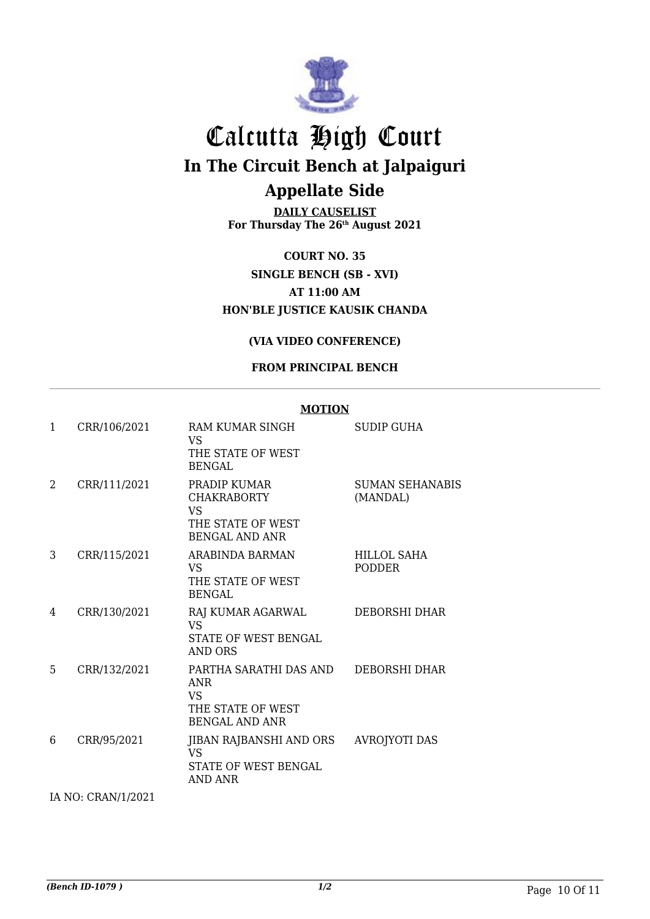# Calcutta High Court

## In The Circuit Bench at Jalpaiguri

## Appellate Side

**DAILY CAUSELIST**
**For Thursday The 26th August 2021**

**COURT NO. 35**
**SINGLE BENCH (SB - XVI)**
**AT 11:00 AM**
**HON'BLE JUSTICE KAUSIK CHANDA**

**(VIA VIDEO CONFERENCE)**

**FROM PRINCIPAL BENCH**

**MOTION**

| | | | |
|---|---|---|---|
| 1 | CRR/106/2021 | RAM KUMAR SINGH VS THE STATE OF WEST BENGAL | SUDIP GUHA |
| 2 | CRR/111/2021 | PRADIP KUMAR CHAKRABORTY VS THE STATE OF WEST BENGAL AND ANR | SUMAN SEHANABIS (MANDAL) |
| 3 | CRR/115/2021 | ARABINDA BARMAN VS THE STATE OF WEST BENGAL | HILLOL SAHA PODDER |
| 4 | CRR/130/2021 | RAJ KUMAR AGARWAL VS STATE OF WEST BENGAL AND ORS | DEBORSHI DHAR |
| 5 | CRR/132/2021 | PARTHA SARATHI DAS AND ANR VS THE STATE OF WEST BENGAL AND ANR | DEBORSHI DHAR |
| 6 | CRR/95/2021 | JIBAN RAJBANSHI AND ORS VS STATE OF WEST BENGAL AND ANR | AVROJYOTI DAS |

IA NO: CRAN/1/2021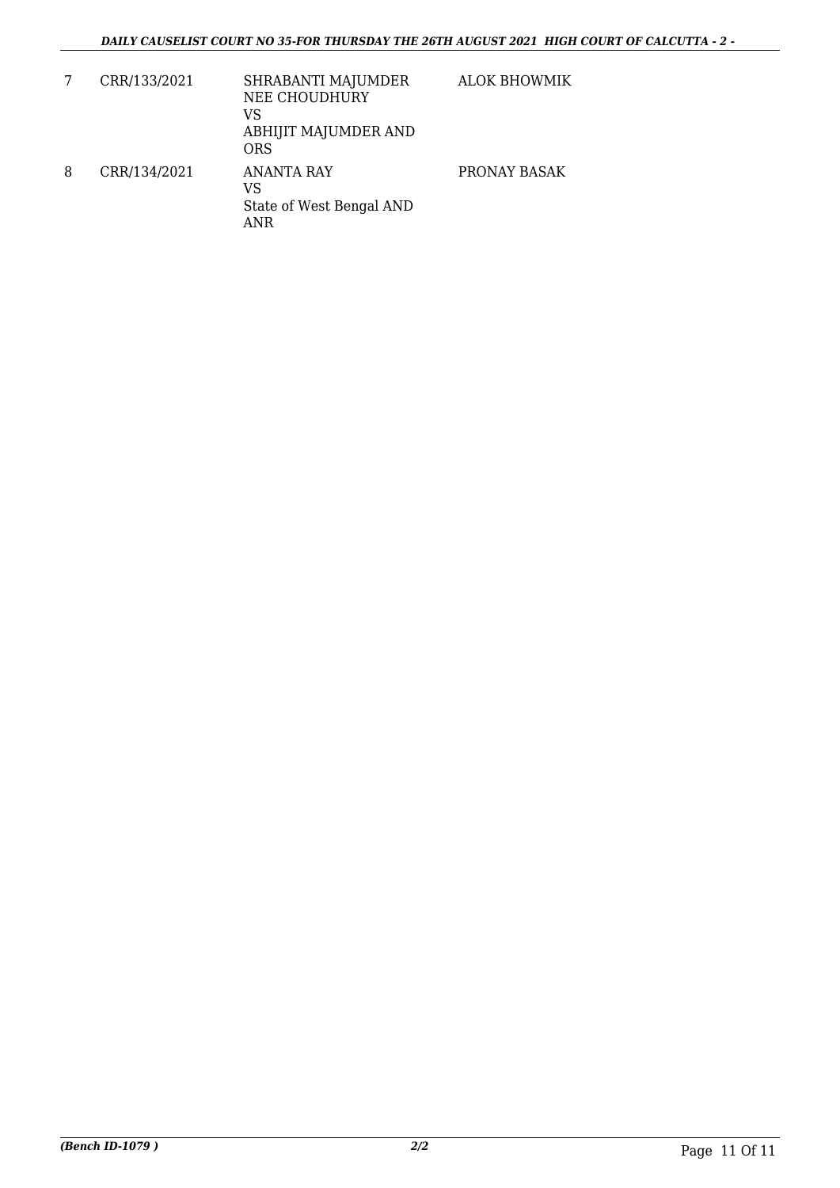| | | | |
|---|---|---|---|
| 7 | CRR/133/2021 | SHRABANTI MAJUMDER NEE CHOUDHURY<br>VS<br>ABHIJIT MAJUMDER AND ORS | ALOK BHOWMIK |
| 8 | CRR/134/2021 | ANANTA RAY<br>VS<br>State of West Bengal AND ANR | PRONAY BASAK |